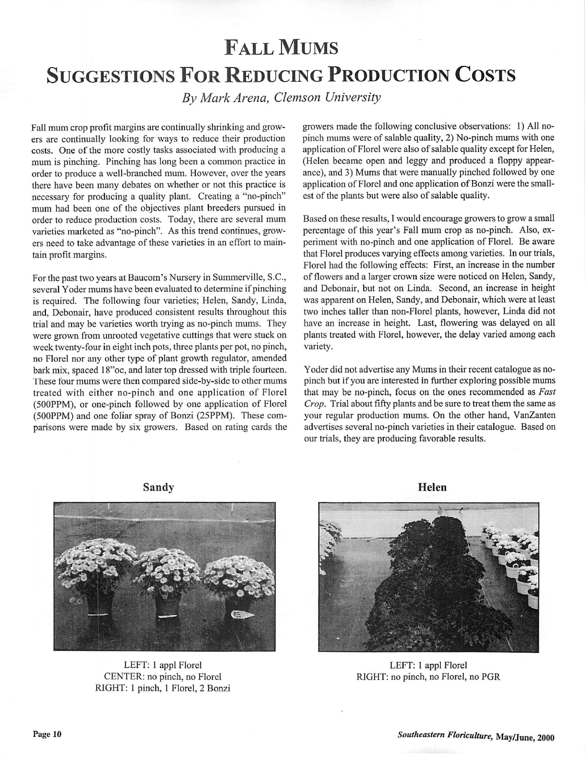# Fall Mums
# Suggestions For Reducing Production Costs

*By Mark Arena, Clemson University*

Fall mum crop profit margins are continually shrinking and growers are continually looking for ways to reduce their production costs. One of the more costly tasks associated with producing a mum is pinching. Pinching has long been a common practice in order to produce a well-branched mum. However, over the years there have been many debates on whether or not this practice is necessary for producing a quality plant. Creating a "no-pinch" mum had been one of the objectives plant breeders pursued in order to reduce production costs. Today, there are several mum varieties marketed as "no-pinch". As this trend continues, growers need to take advantage of these varieties in an effort to maintain profit margins.

For the past two years at Baucom's Nursery in Summerville, S.C., several Yoder mums have been evaluated to determine if pinching is required. The following four varieties; Helen, Sandy, Linda, and, Debonair, have produced consistent results throughout this trial and may be varieties worth trying as no-pinch mums. They were grown from unrooted vegetative cuttings that were stuck on week twenty-four in eight inch pots, three plants per pot, no pinch, no Florel nor any other type of plant growth regulator, amended bark mix, spaced 18"oc, and later top dressed with triple fourteen. These four mums were then compared side-by-side to other mums treated with either no-pinch and one application of Florel (500PPM), or one-pinch followed by one application of Florel (500PPM) and one foliar spray of Bonzi (25PPM). These comparisons were made by six growers. Based on rating cards the growers made the following conclusive observations: 1) All no-pinch mums were of salable quality, 2) No-pinch mums with one application of Florel were also of salable quality except for Helen, (Helen became open and leggy and produced a floppy appearance), and 3) Mums that were manually pinched followed by one application of Florel and one application of Bonzi were the smallest of the plants but were also of salable quality.

Based on these results, I would encourage growers to grow a small percentage of this year's Fall mum crop as no-pinch. Also, experiment with no-pinch and one application of Florel. Be aware that Florel produces varying effects among varieties. In our trials, Florel had the following effects: First, an increase in the number of flowers and a larger crown size were noticed on Helen, Sandy, and Debonair, but not on Linda. Second, an increase in height was apparent on Helen, Sandy, and Debonair, which were at least two inches taller than non-Florel plants, however, Linda did not have an increase in height. Last, flowering was delayed on all plants treated with Florel, however, the delay varied among each variety.

Yoder did not advertise any Mums in their recent catalogue as no-pinch but if you are interested in further exploring possible mums that may be no-pinch, focus on the ones recommended as *Fast Crop*. Trial about fifty plants and be sure to treat them the same as your regular production mums. On the other hand, VanZanten advertises several no-pinch varieties in their catalogue. Based on our trials, they are producing favorable results.

**Sandy**

LEFT: 1 appl Florel
CENTER: no pinch, no Florel
RIGHT: 1 pinch, 1 Florel, 2 Bonzi

**Helen**

LEFT: 1 appl Florel
RIGHT: no pinch, no Florel, no PGR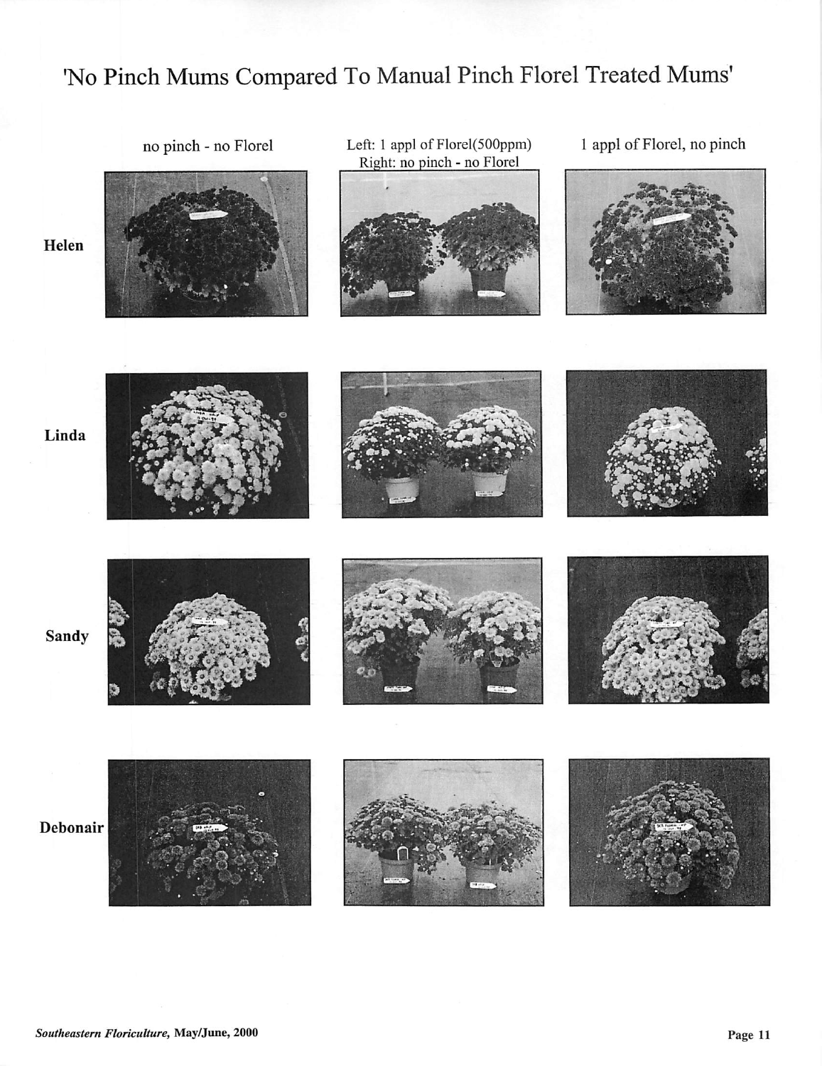# 'No Pinch Mums Compared To Manual Pinch Florel Treated Mums'

| | no pinch - no Florel | Left: 1 appl of Florel(500ppm) Right: no pinch - no Florel | 1 appl of Florel, no pinch |
|---|---|---|---|
| Helen | | | |
| Linda | | | |
| Sandy | | | |
| Debonair | | | |